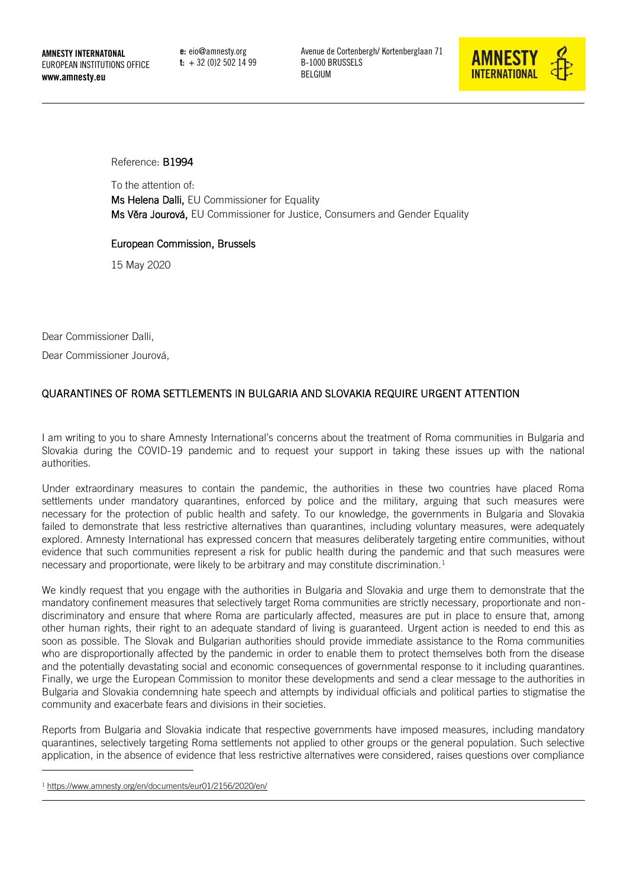**AMNESTY INTERNATONAL**
EUROPEAN INSTITUTIONS OFFICE
**www.amnesty.eu**

**e:** eio@amnesty.org
**t:** + 32 (0)2 502 14 99

Avenue de Cortenbergh/ Kortenberglaan 71
B-1000 BRUSSELS
BELGIUM

Reference: **B1994**

To the attention of:
**Ms Helena Dalli,** EU Commissioner for Equality
**Ms Věra Jourová,** EU Commissioner for Justice, Consumers and Gender Equality

**European Commission, Brussels**

15 May 2020

Dear Commissioner Dalli,

Dear Commissioner Jourová,

## QUARANTINES OF ROMA SETTLEMENTS IN BULGARIA AND SLOVAKIA REQUIRE URGENT ATTENTION

I am writing to you to share Amnesty International's concerns about the treatment of Roma communities in Bulgaria and Slovakia during the COVID-19 pandemic and to request your support in taking these issues up with the national authorities.

Under extraordinary measures to contain the pandemic, the authorities in these two countries have placed Roma settlements under mandatory quarantines, enforced by police and the military, arguing that such measures were necessary for the protection of public health and safety. To our knowledge, the governments in Bulgaria and Slovakia failed to demonstrate that less restrictive alternatives than quarantines, including voluntary measures, were adequately explored. Amnesty International has expressed concern that measures deliberately targeting entire communities, without evidence that such communities represent a risk for public health during the pandemic and that such measures were necessary and proportionate, were likely to be arbitrary and may constitute discrimination.[1]

We kindly request that you engage with the authorities in Bulgaria and Slovakia and urge them to demonstrate that the mandatory confinement measures that selectively target Roma communities are strictly necessary, proportionate and non-discriminatory and ensure that where Roma are particularly affected, measures are put in place to ensure that, among other human rights, their right to an adequate standard of living is guaranteed. Urgent action is needed to end this as soon as possible. The Slovak and Bulgarian authorities should provide immediate assistance to the Roma communities who are disproportionally affected by the pandemic in order to enable them to protect themselves both from the disease and the potentially devastating social and economic consequences of governmental response to it including quarantines. Finally, we urge the European Commission to monitor these developments and send a clear message to the authorities in Bulgaria and Slovakia condemning hate speech and attempts by individual officials and political parties to stigmatise the community and exacerbate fears and divisions in their societies.

Reports from Bulgaria and Slovakia indicate that respective governments have imposed measures, including mandatory quarantines, selectively targeting Roma settlements not applied to other groups or the general population. Such selective application, in the absence of evidence that less restrictive alternatives were considered, raises questions over compliance

[1] https://www.amnesty.org/en/documents/eur01/2156/2020/en/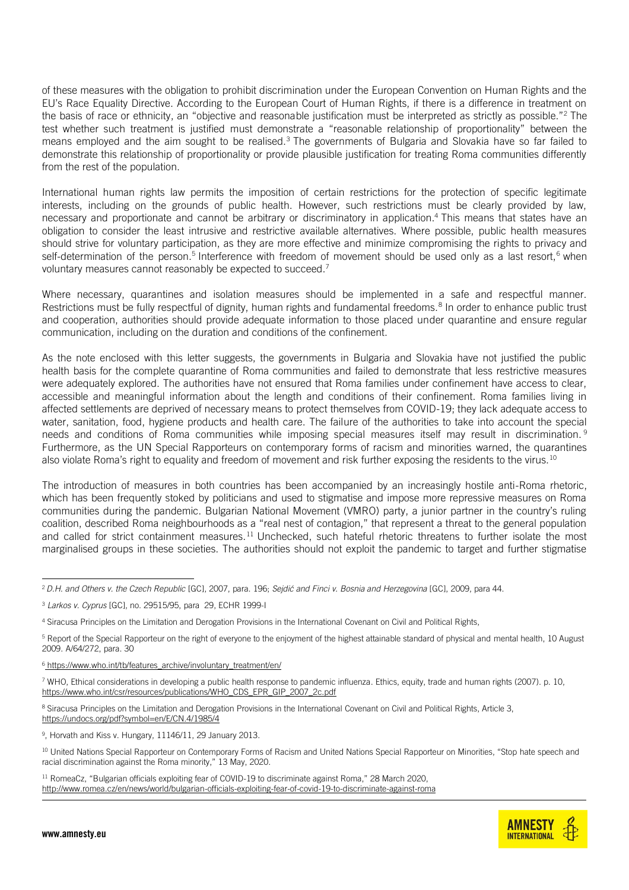of these measures with the obligation to prohibit discrimination under the European Convention on Human Rights and the EU's Race Equality Directive. According to the European Court of Human Rights, if there is a difference in treatment on the basis of race or ethnicity, an "objective and reasonable justification must be interpreted as strictly as possible."[2] The test whether such treatment is justified must demonstrate a "reasonable relationship of proportionality" between the means employed and the aim sought to be realised.[3] The governments of Bulgaria and Slovakia have so far failed to demonstrate this relationship of proportionality or provide plausible justification for treating Roma communities differently from the rest of the population.

International human rights law permits the imposition of certain restrictions for the protection of specific legitimate interests, including on the grounds of public health. However, such restrictions must be clearly provided by law, necessary and proportionate and cannot be arbitrary or discriminatory in application.[4] This means that states have an obligation to consider the least intrusive and restrictive available alternatives. Where possible, public health measures should strive for voluntary participation, as they are more effective and minimize compromising the rights to privacy and self-determination of the person.[5] Interference with freedom of movement should be used only as a last resort,[6] when voluntary measures cannot reasonably be expected to succeed.[7]

Where necessary, quarantines and isolation measures should be implemented in a safe and respectful manner. Restrictions must be fully respectful of dignity, human rights and fundamental freedoms.[8] In order to enhance public trust and cooperation, authorities should provide adequate information to those placed under quarantine and ensure regular communication, including on the duration and conditions of the confinement.

As the note enclosed with this letter suggests, the governments in Bulgaria and Slovakia have not justified the public health basis for the complete quarantine of Roma communities and failed to demonstrate that less restrictive measures were adequately explored. The authorities have not ensured that Roma families under confinement have access to clear, accessible and meaningful information about the length and conditions of their confinement. Roma families living in affected settlements are deprived of necessary means to protect themselves from COVID-19; they lack adequate access to water, sanitation, food, hygiene products and health care. The failure of the authorities to take into account the special needs and conditions of Roma communities while imposing special measures itself may result in discrimination.[9] Furthermore, as the UN Special Rapporteurs on contemporary forms of racism and minorities warned, the quarantines also violate Roma's right to equality and freedom of movement and risk further exposing the residents to the virus.[10]

The introduction of measures in both countries has been accompanied by an increasingly hostile anti-Roma rhetoric, which has been frequently stoked by politicians and used to stigmatise and impose more repressive measures on Roma communities during the pandemic. Bulgarian National Movement (VMRO) party, a junior partner in the country's ruling coalition, described Roma neighbourhoods as a "real nest of contagion," that represent a threat to the general population and called for strict containment measures.[11] Unchecked, such hateful rhetoric threatens to further isolate the most marginalised groups in these societies. The authorities should not exploit the pandemic to target and further stigmatise

---

[2] *D.H. and Others v. the Czech Republic* [GC], 2007, para. 196; *Sejdić and Finci v. Bosnia and Herzegovina* [GC], 2009, para 44.

[3] *Larkos v. Cyprus* [GC], no. 29515/95, para 29, ECHR 1999-I

[4] Siracusa Principles on the Limitation and Derogation Provisions in the International Covenant on Civil and Political Rights,

[5] Report of the Special Rapporteur on the right of everyone to the enjoyment of the highest attainable standard of physical and mental health, 10 August 2009. A/64/272, para. 30

[6] https://www.who.int/tb/features_archive/involuntary_treatment/en/

[7] WHO, Ethical considerations in developing a public health response to pandemic influenza. Ethics, equity, trade and human rights (2007). p. 10, https://www.who.int/csr/resources/publications/WHO_CDS_EPR_GIP_2007_2c.pdf

[8] Siracusa Principles on the Limitation and Derogation Provisions in the International Covenant on Civil and Political Rights, Article 3, https://undocs.org/pdf?symbol=en/E/CN.4/1985/4

[9], Horvath and Kiss v. Hungary, 11146/11, 29 January 2013.

[10] United Nations Special Rapporteur on Contemporary Forms of Racism and United Nations Special Rapporteur on Minorities, "Stop hate speech and racial discrimination against the Roma minority," 13 May, 2020.

[11] RomeaCz, "Bulgarian officials exploiting fear of COVID-19 to discriminate against Roma," 28 March 2020, http://www.romea.cz/en/news/world/bulgarian-officials-exploiting-fear-of-covid-19-to-discriminate-against-roma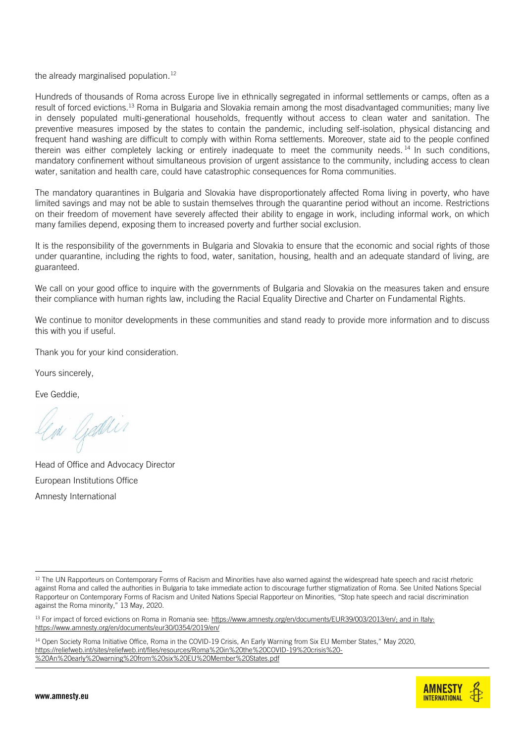the already marginalised population.[12]

Hundreds of thousands of Roma across Europe live in ethnically segregated in informal settlements or camps, often as a result of forced evictions.[13] Roma in Bulgaria and Slovakia remain among the most disadvantaged communities; many live in densely populated multi-generational households, frequently without access to clean water and sanitation. The preventive measures imposed by the states to contain the pandemic, including self-isolation, physical distancing and frequent hand washing are difficult to comply with within Roma settlements. Moreover, state aid to the people confined therein was either completely lacking or entirely inadequate to meet the community needs.[14] In such conditions, mandatory confinement without simultaneous provision of urgent assistance to the community, including access to clean water, sanitation and health care, could have catastrophic consequences for Roma communities.

The mandatory quarantines in Bulgaria and Slovakia have disproportionately affected Roma living in poverty, who have limited savings and may not be able to sustain themselves through the quarantine period without an income. Restrictions on their freedom of movement have severely affected their ability to engage in work, including informal work, on which many families depend, exposing them to increased poverty and further social exclusion.

It is the responsibility of the governments in Bulgaria and Slovakia to ensure that the economic and social rights of those under quarantine, including the rights to food, water, sanitation, housing, health and an adequate standard of living, are guaranteed.

We call on your good office to inquire with the governments of Bulgaria and Slovakia on the measures taken and ensure their compliance with human rights law, including the Racial Equality Directive and Charter on Fundamental Rights.

We continue to monitor developments in these communities and stand ready to provide more information and to discuss this with you if useful.

Thank you for your kind consideration.

Yours sincerely,

Eve Geddie,

Head of Office and Advocacy Director
European Institutions Office
Amnesty International

---

[12] The UN Rapporteurs on Contemporary Forms of Racism and Minorities have also warned against the widespread hate speech and racist rhetoric against Roma and called the authorities in Bulgaria to take immediate action to discourage further stigmatization of Roma. See United Nations Special Rapporteur on Contemporary Forms of Racism and United Nations Special Rapporteur on Minorities, "Stop hate speech and racial discrimination against the Roma minority," 13 May, 2020.

[13] For impact of forced evictions on Roma in Romania see: https://www.amnesty.org/en/documents/EUR39/003/2013/en/; and in Italy: https://www.amnesty.org/en/documents/eur30/0354/2019/en/

[14] Open Society Roma Initiative Office, Roma in the COVID-19 Crisis, An Early Warning from Six EU Member States," May 2020, https://reliefweb.int/sites/reliefweb.int/files/resources/Roma%20in%20the%20COVID-19%20crisis%20-%20An%20early%20warning%20from%20six%20EU%20Member%20States.pdf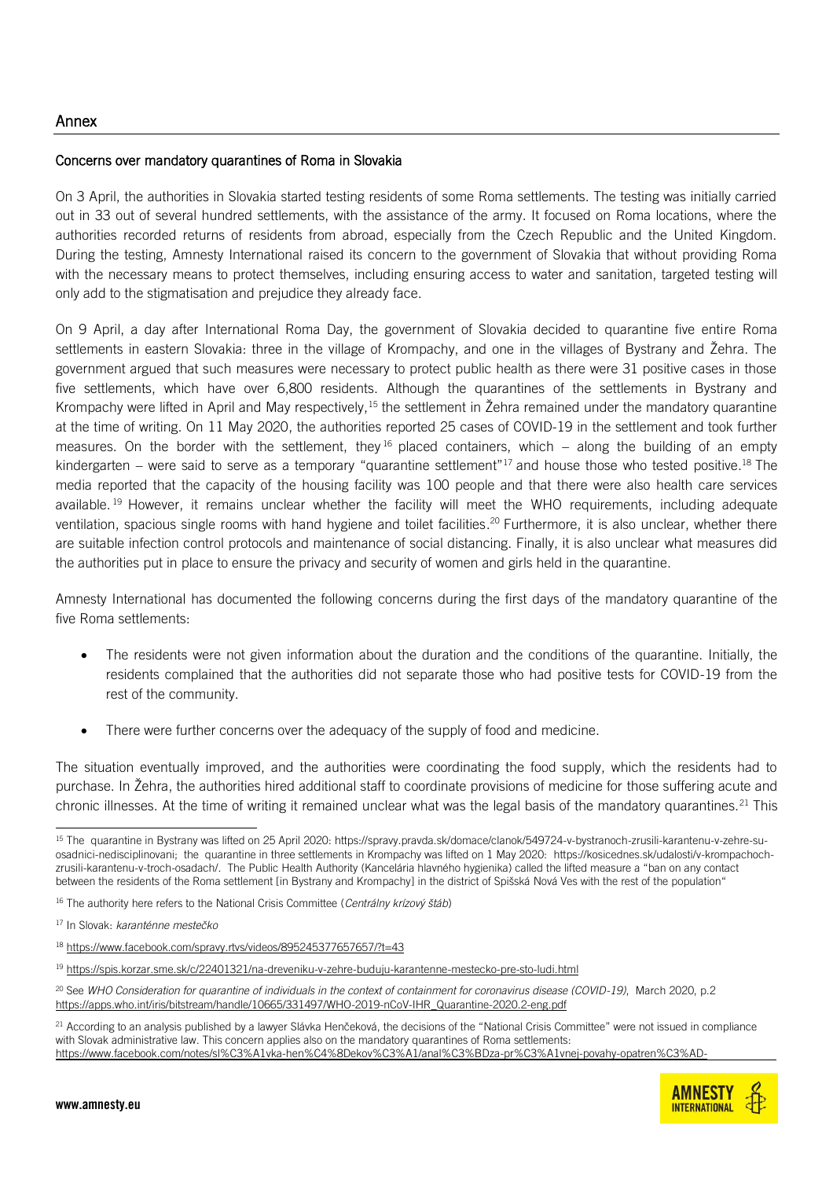## Annex

### Concerns over mandatory quarantines of Roma in Slovakia

On 3 April, the authorities in Slovakia started testing residents of some Roma settlements. The testing was initially carried out in 33 out of several hundred settlements, with the assistance of the army. It focused on Roma locations, where the authorities recorded returns of residents from abroad, especially from the Czech Republic and the United Kingdom. During the testing, Amnesty International raised its concern to the government of Slovakia that without providing Roma with the necessary means to protect themselves, including ensuring access to water and sanitation, targeted testing will only add to the stigmatisation and prejudice they already face.

On 9 April, a day after International Roma Day, the government of Slovakia decided to quarantine five entire Roma settlements in eastern Slovakia: three in the village of Krompachy, and one in the villages of Bystrany and Žehra. The government argued that such measures were necessary to protect public health as there were 31 positive cases in those five settlements, which have over 6,800 residents. Although the quarantines of the settlements in Bystrany and Krompachy were lifted in April and May respectively,[15] the settlement in Žehra remained under the mandatory quarantine at the time of writing. On 11 May 2020, the authorities reported 25 cases of COVID-19 in the settlement and took further measures. On the border with the settlement, they[16] placed containers, which – along the building of an empty kindergarten – were said to serve as a temporary "quarantine settlement"[17] and house those who tested positive.[18] The media reported that the capacity of the housing facility was 100 people and that there were also health care services available.[19] However, it remains unclear whether the facility will meet the WHO requirements, including adequate ventilation, spacious single rooms with hand hygiene and toilet facilities.[20] Furthermore, it is also unclear, whether there are suitable infection control protocols and maintenance of social distancing. Finally, it is also unclear what measures did the authorities put in place to ensure the privacy and security of women and girls held in the quarantine.

Amnesty International has documented the following concerns during the first days of the mandatory quarantine of the five Roma settlements:

- The residents were not given information about the duration and the conditions of the quarantine. Initially, the residents complained that the authorities did not separate those who had positive tests for COVID-19 from the rest of the community.

- There were further concerns over the adequacy of the supply of food and medicine.

The situation eventually improved, and the authorities were coordinating the food supply, which the residents had to purchase. In Žehra, the authorities hired additional staff to coordinate provisions of medicine for those suffering acute and chronic illnesses. At the time of writing it remained unclear what was the legal basis of the mandatory quarantines.[21] This

---

[15] The quarantine in Bystrany was lifted on 25 April 2020: https://spravy.pravda.sk/domace/clanok/549724-v-bystranoch-zrusili-karantenu-v-zehre-su-osadnici-nedisciplinovani; the quarantine in three settlements in Krompachy was lifted on 1 May 2020: https://kosicednes.sk/udalosti/v-krompachoch-zrusili-karantenu-v-troch-osadach/. The Public Health Authority (Kancelária hlavného hygienika) called the lifted measure a "ban on any contact between the residents of the Roma settlement [in Bystrany and Krompachy] in the district of Spišská Nová Ves with the rest of the population"

[16] The authority here refers to the National Crisis Committee (*Centrálny krízový štáb*)

[17] In Slovak: *karanténne mestečko*

[18] https://www.facebook.com/spravy.rtvs/videos/895245377657657/?t=43

[19] https://spis.korzar.sme.sk/c/22401321/na-dreveniku-v-zehre-buduju-karantenne-mestecko-pre-sto-ludi.html

[20] See *WHO Consideration for quarantine of individuals in the context of containment for coronavirus disease (COVID-19)*, March 2020, p.2 https://apps.who.int/iris/bitstream/handle/10665/331497/WHO-2019-nCoV-IHR_Quarantine-2020.2-eng.pdf

[21] According to an analysis published by a lawyer Slávka Henčeková, the decisions of the "National Crisis Committee" were not issued in compliance with Slovak administrative law. This concern applies also on the mandatory quarantines of Roma settlements: https://www.facebook.com/notes/sl%C3%A1vka-hen%C4%8Dekov%C3%A1/anal%C3%BDza-pr%C3%A1vnej-povahy-opatren%C3%AD-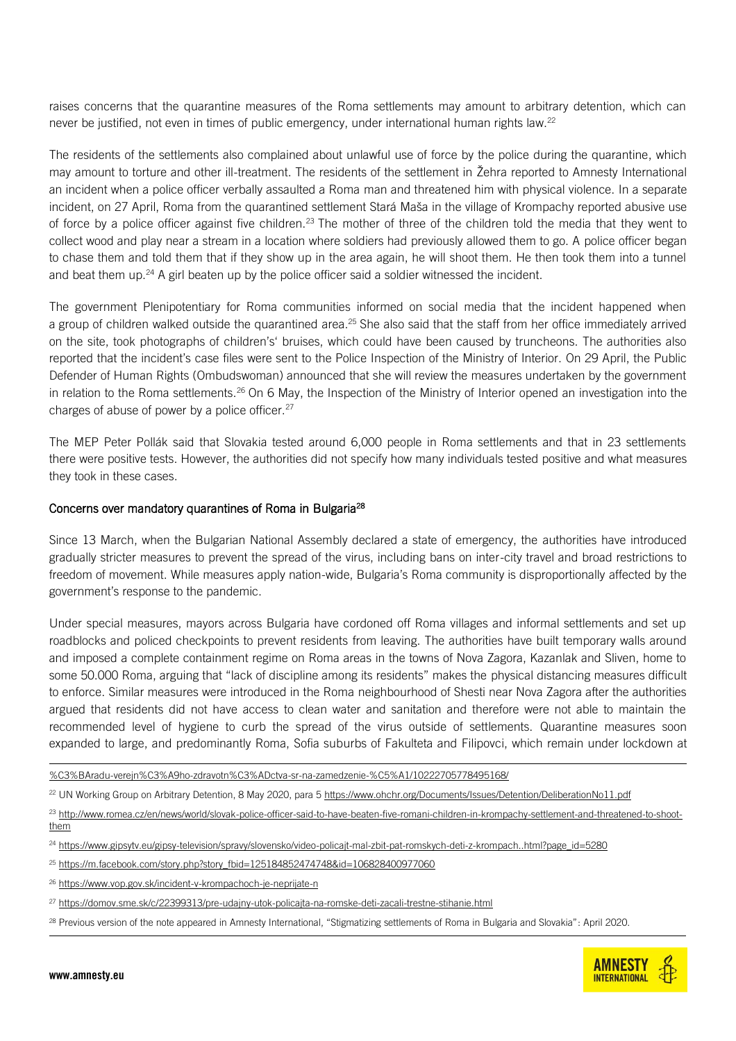raises concerns that the quarantine measures of the Roma settlements may amount to arbitrary detention, which can never be justified, not even in times of public emergency, under international human rights law.[22]

The residents of the settlements also complained about unlawful use of force by the police during the quarantine, which may amount to torture and other ill-treatment. The residents of the settlement in Žehra reported to Amnesty International an incident when a police officer verbally assaulted a Roma man and threatened him with physical violence. In a separate incident, on 27 April, Roma from the quarantined settlement Stará Maša in the village of Krompachy reported abusive use of force by a police officer against five children.[23] The mother of three of the children told the media that they went to collect wood and play near a stream in a location where soldiers had previously allowed them to go. A police officer began to chase them and told them that if they show up in the area again, he will shoot them. He then took them into a tunnel and beat them up.[24] A girl beaten up by the police officer said a soldier witnessed the incident.

The government Plenipotentiary for Roma communities informed on social media that the incident happened when a group of children walked outside the quarantined area.[25] She also said that the staff from her office immediately arrived on the site, took photographs of children's' bruises, which could have been caused by truncheons. The authorities also reported that the incident's case files were sent to the Police Inspection of the Ministry of Interior. On 29 April, the Public Defender of Human Rights (Ombudswoman) announced that she will review the measures undertaken by the government in relation to the Roma settlements.[26] On 6 May, the Inspection of the Ministry of Interior opened an investigation into the charges of abuse of power by a police officer.[27]

The MEP Peter Pollák said that Slovakia tested around 6,000 people in Roma settlements and that in 23 settlements there were positive tests. However, the authorities did not specify how many individuals tested positive and what measures they took in these cases.

### Concerns over mandatory quarantines of Roma in Bulgaria[28]

Since 13 March, when the Bulgarian National Assembly declared a state of emergency, the authorities have introduced gradually stricter measures to prevent the spread of the virus, including bans on inter-city travel and broad restrictions to freedom of movement. While measures apply nation-wide, Bulgaria's Roma community is disproportionally affected by the government's response to the pandemic.

Under special measures, mayors across Bulgaria have cordoned off Roma villages and informal settlements and set up roadblocks and policed checkpoints to prevent residents from leaving. The authorities have built temporary walls around and imposed a complete containment regime on Roma areas in the towns of Nova Zagora, Kazanlak and Sliven, home to some 50.000 Roma, arguing that "lack of discipline among its residents" makes the physical distancing measures difficult to enforce. Similar measures were introduced in the Roma neighbourhood of Shesti near Nova Zagora after the authorities argued that residents did not have access to clean water and sanitation and therefore were not able to maintain the recommended level of hygiene to curb the spread of the virus outside of settlements. Quarantine measures soon expanded to large, and predominantly Roma, Sofia suburbs of Fakulteta and Filipovci, which remain under lockdown at

---

%C3%BAradu-verejn%C3%A9ho-zdravotn%C3%ADctva-sr-na-zamedzenie-%C5%A1/10222705778495168/

[22] UN Working Group on Arbitrary Detention, 8 May 2020, para 5 https://www.ohchr.org/Documents/Issues/Detention/DeliberationNo11.pdf

[23] http://www.romea.cz/en/news/world/slovak-police-officer-said-to-have-beaten-five-romani-children-in-krompachy-settlement-and-threatened-to-shoot-them

[24] https://www.gipsytv.eu/gipsy-television/spravy/slovensko/video-policajt-mal-zbit-pat-romskych-deti-z-krompach..html?page_id=5280

[25] https://m.facebook.com/story.php?story_fbid=125184852474748&id=106828400977060

[26] https://www.vop.gov.sk/incident-v-krompachoch-je-neprijate-n

[27] https://domov.sme.sk/c/22399313/pre-udajny-utok-policajta-na-romske-deti-zacali-trestne-stihanie.html

[28] Previous version of the note appeared in Amnesty International, "Stigmatizing settlements of Roma in Bulgaria and Slovakia": April 2020.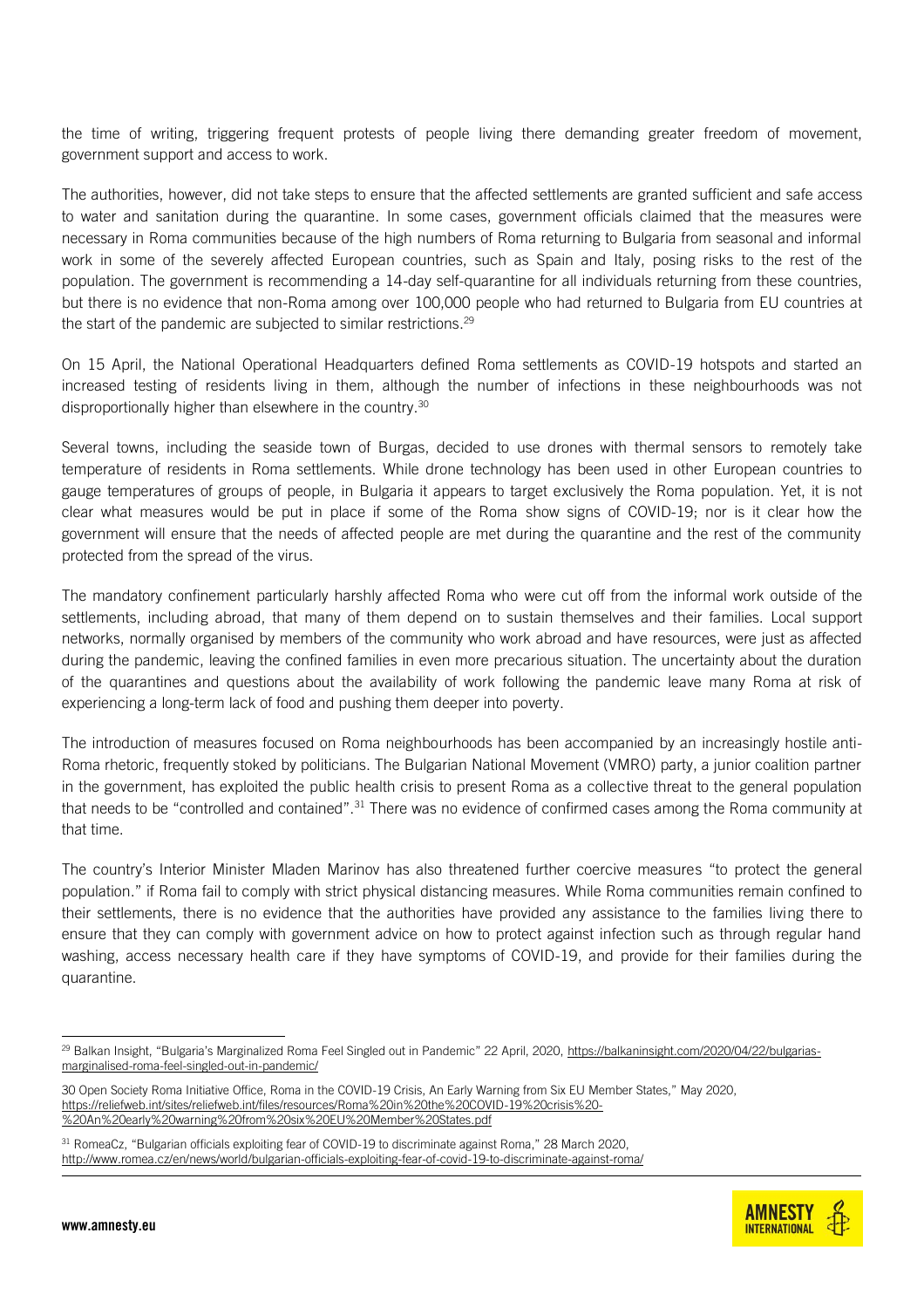the time of writing, triggering frequent protests of people living there demanding greater freedom of movement, government support and access to work.

The authorities, however, did not take steps to ensure that the affected settlements are granted sufficient and safe access to water and sanitation during the quarantine. In some cases, government officials claimed that the measures were necessary in Roma communities because of the high numbers of Roma returning to Bulgaria from seasonal and informal work in some of the severely affected European countries, such as Spain and Italy, posing risks to the rest of the population. The government is recommending a 14-day self-quarantine for all individuals returning from these countries, but there is no evidence that non-Roma among over 100,000 people who had returned to Bulgaria from EU countries at the start of the pandemic are subjected to similar restrictions.[29]

On 15 April, the National Operational Headquarters defined Roma settlements as COVID-19 hotspots and started an increased testing of residents living in them, although the number of infections in these neighbourhoods was not disproportionally higher than elsewhere in the country.[30]

Several towns, including the seaside town of Burgas, decided to use drones with thermal sensors to remotely take temperature of residents in Roma settlements. While drone technology has been used in other European countries to gauge temperatures of groups of people, in Bulgaria it appears to target exclusively the Roma population. Yet, it is not clear what measures would be put in place if some of the Roma show signs of COVID-19; nor is it clear how the government will ensure that the needs of affected people are met during the quarantine and the rest of the community protected from the spread of the virus.

The mandatory confinement particularly harshly affected Roma who were cut off from the informal work outside of the settlements, including abroad, that many of them depend on to sustain themselves and their families. Local support networks, normally organised by members of the community who work abroad and have resources, were just as affected during the pandemic, leaving the confined families in even more precarious situation. The uncertainty about the duration of the quarantines and questions about the availability of work following the pandemic leave many Roma at risk of experiencing a long-term lack of food and pushing them deeper into poverty.

The introduction of measures focused on Roma neighbourhoods has been accompanied by an increasingly hostile anti-Roma rhetoric, frequently stoked by politicians. The Bulgarian National Movement (VMRO) party, a junior coalition partner in the government, has exploited the public health crisis to present Roma as a collective threat to the general population that needs to be "controlled and contained".[31] There was no evidence of confirmed cases among the Roma community at that time.

The country's Interior Minister Mladen Marinov has also threatened further coercive measures "to protect the general population." if Roma fail to comply with strict physical distancing measures. While Roma communities remain confined to their settlements, there is no evidence that the authorities have provided any assistance to the families living there to ensure that they can comply with government advice on how to protect against infection such as through regular hand washing, access necessary health care if they have symptoms of COVID-19, and provide for their families during the quarantine.

---

[29] Balkan Insight, "Bulgaria's Marginalized Roma Feel Singled out in Pandemic" 22 April, 2020, https://balkaninsight.com/2020/04/22/bulgarias-marginalised-roma-feel-singled-out-in-pandemic/

30 Open Society Roma Initiative Office, Roma in the COVID-19 Crisis, An Early Warning from Six EU Member States," May 2020, https://reliefweb.int/sites/reliefweb.int/files/resources/Roma%20in%20the%20COVID-19%20crisis%20-%20An%20early%20warning%20from%20six%20EU%20Member%20States.pdf

[31] RomeaCz, "Bulgarian officials exploiting fear of COVID-19 to discriminate against Roma," 28 March 2020, http://www.romea.cz/en/news/world/bulgarian-officials-exploiting-fear-of-covid-19-to-discriminate-against-roma/